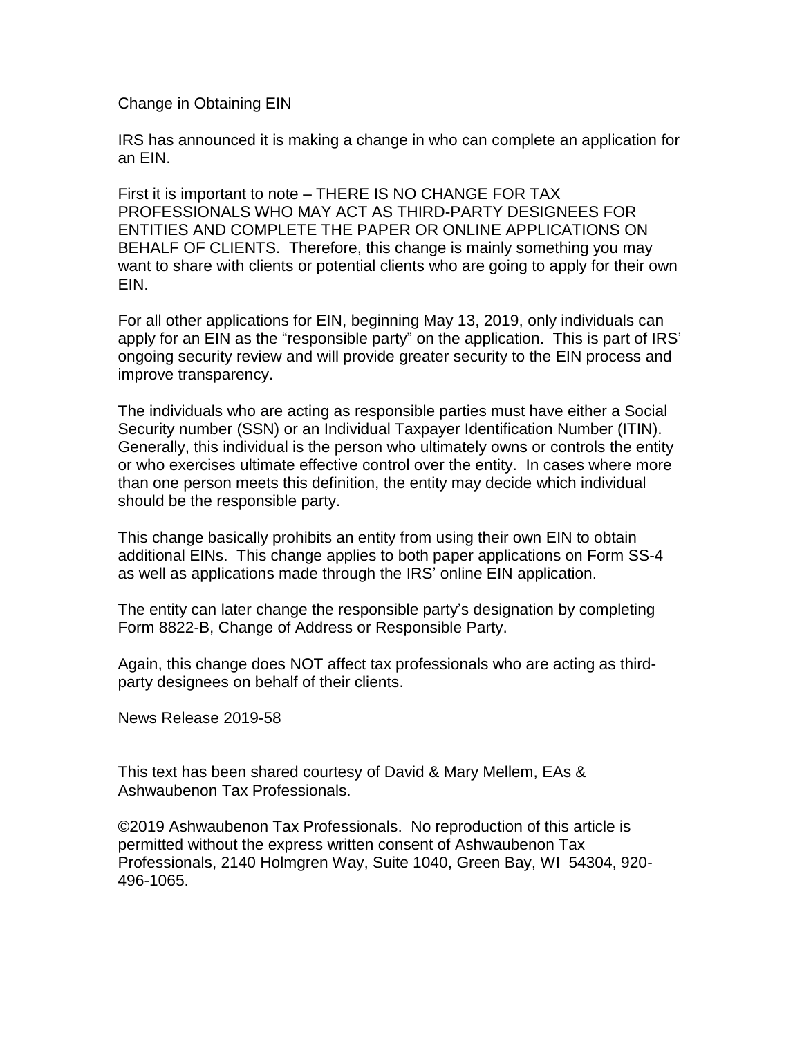# Change in Obtaining EIN

IRS has announced it is making a change in who can complete an application for an EIN.

First it is important to note – THERE IS NO CHANGE FOR TAX PROFESSIONALS WHO MAY ACT AS THIRD-PARTY DESIGNEES FOR ENTITIES AND COMPLETE THE PAPER OR ONLINE APPLICATIONS ON BEHALF OF CLIENTS. Therefore, this change is mainly something you may want to share with clients or potential clients who are going to apply for their own EIN.

For all other applications for EIN, beginning May 13, 2019, only individuals can apply for an EIN as the "responsible party" on the application. This is part of IRS' ongoing security review and will provide greater security to the EIN process and improve transparency.

The individuals who are acting as responsible parties must have either a Social Security number (SSN) or an Individual Taxpayer Identification Number (ITIN). Generally, this individual is the person who ultimately owns or controls the entity or who exercises ultimate effective control over the entity. In cases where more than one person meets this definition, the entity may decide which individual should be the responsible party.

This change basically prohibits an entity from using their own EIN to obtain additional EINs. This change applies to both paper applications on Form SS-4 as well as applications made through the IRS' online EIN application.

The entity can later change the responsible party's designation by completing Form 8822-B, Change of Address or Responsible Party.

Again, this change does NOT affect tax professionals who are acting as third-party designees on behalf of their clients.

News Release 2019-58

This text has been shared courtesy of David & Mary Mellem, EAs & Ashwaubenon Tax Professionals.

©2019 Ashwaubenon Tax Professionals. No reproduction of this article is permitted without the express written consent of Ashwaubenon Tax Professionals, 2140 Holmgren Way, Suite 1040, Green Bay, WI 54304, 920-496-1065.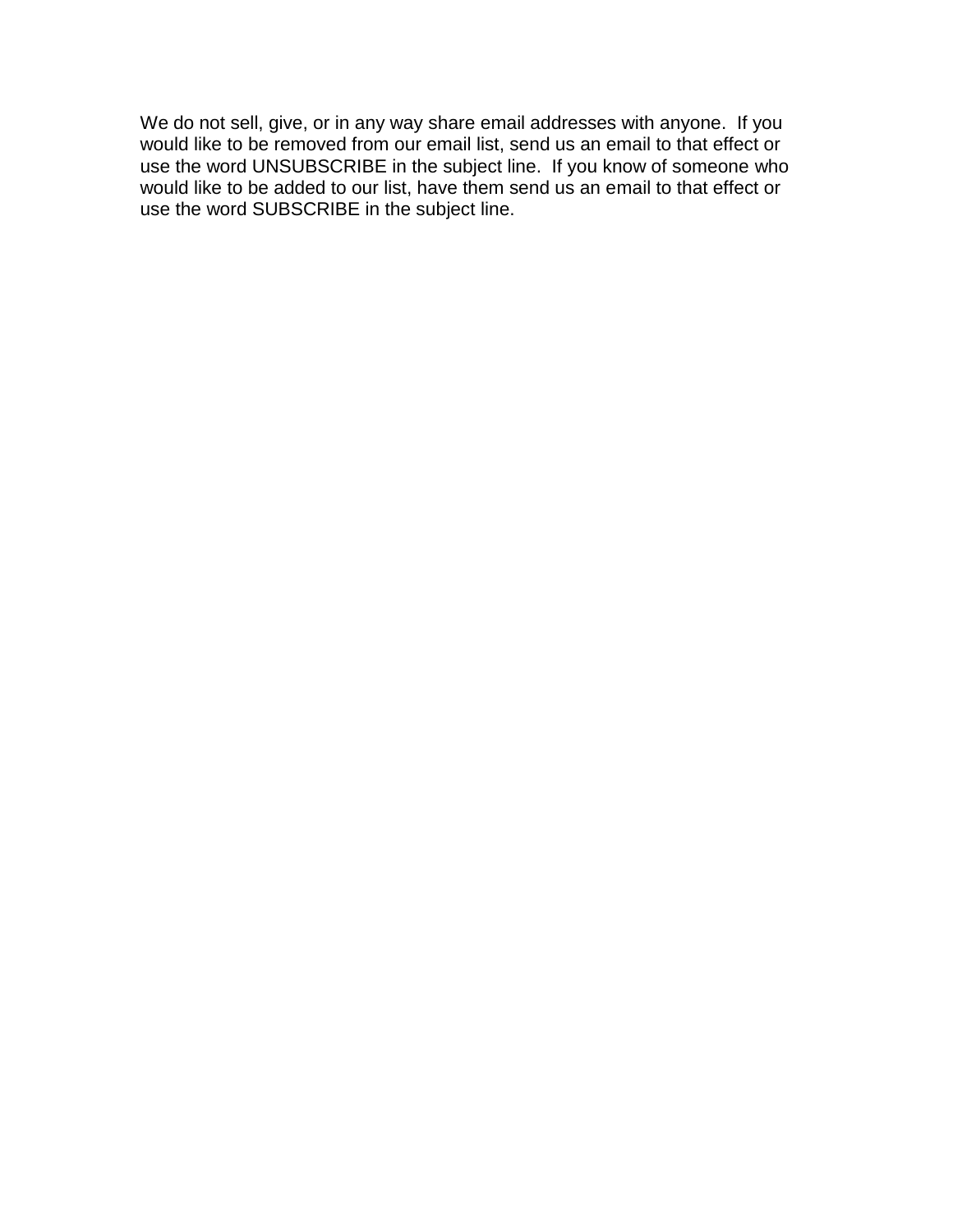We do not sell, give, or in any way share email addresses with anyone. If you would like to be removed from our email list, send us an email to that effect or use the word UNSUBSCRIBE in the subject line. If you know of someone who would like to be added to our list, have them send us an email to that effect or use the word SUBSCRIBE in the subject line.